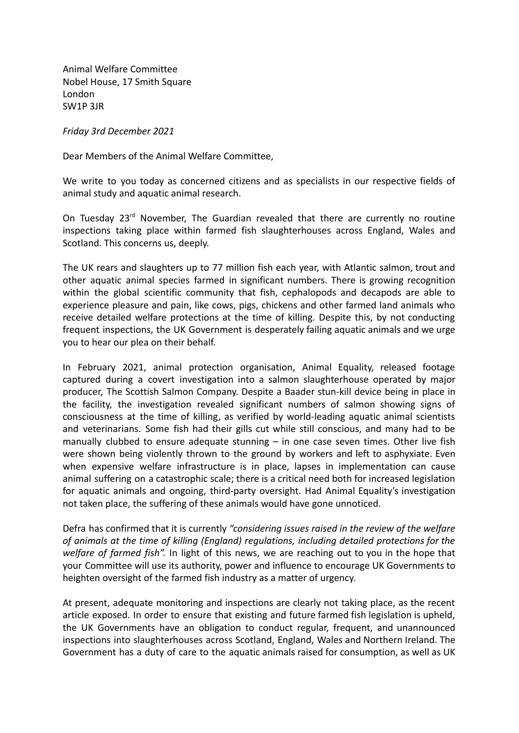Animal Welfare Committee
Nobel House, 17 Smith Square
London
SW1P 3JR

*Friday 3rd December 2021*

Dear Members of the Animal Welfare Committee,

We write to you today as concerned citizens and as specialists in our respective fields of animal study and aquatic animal research.

On Tuesday 23rd November, The Guardian revealed that there are currently no routine inspections taking place within farmed fish slaughterhouses across England, Wales and Scotland. This concerns us, deeply.

The UK rears and slaughters up to 77 million fish each year, with Atlantic salmon, trout and other aquatic animal species farmed in significant numbers. There is growing recognition within the global scientific community that fish, cephalopods and decapods are able to experience pleasure and pain, like cows, pigs, chickens and other farmed land animals who receive detailed welfare protections at the time of killing. Despite this, by not conducting frequent inspections, the UK Government is desperately failing aquatic animals and we urge you to hear our plea on their behalf.

In February 2021, animal protection organisation, Animal Equality, released footage captured during a covert investigation into a salmon slaughterhouse operated by major producer, The Scottish Salmon Company. Despite a Baader stun-kill device being in place in the facility, the investigation revealed significant numbers of salmon showing signs of consciousness at the time of killing, as verified by world-leading aquatic animal scientists and veterinarians. Some fish had their gills cut while still conscious, and many had to be manually clubbed to ensure adequate stunning – in one case seven times. Other live fish were shown being violently thrown to the ground by workers and left to asphyxiate. Even when expensive welfare infrastructure is in place, lapses in implementation can cause animal suffering on a catastrophic scale; there is a critical need both for increased legislation for aquatic animals and ongoing, third-party oversight. Had Animal Equality's investigation not taken place, the suffering of these animals would have gone unnoticed.

Defra has confirmed that it is currently *"considering issues raised in the review of the welfare of animals at the time of killing (England) regulations, including detailed protections for the welfare of farmed fish".* In light of this news, we are reaching out to you in the hope that your Committee will use its authority, power and influence to encourage UK Governments to heighten oversight of the farmed fish industry as a matter of urgency.

At present, adequate monitoring and inspections are clearly not taking place, as the recent article exposed. In order to ensure that existing and future farmed fish legislation is upheld, the UK Governments have an obligation to conduct regular, frequent, and unannounced inspections into slaughterhouses across Scotland, England, Wales and Northern Ireland. The Government has a duty of care to the aquatic animals raised for consumption, as well as UK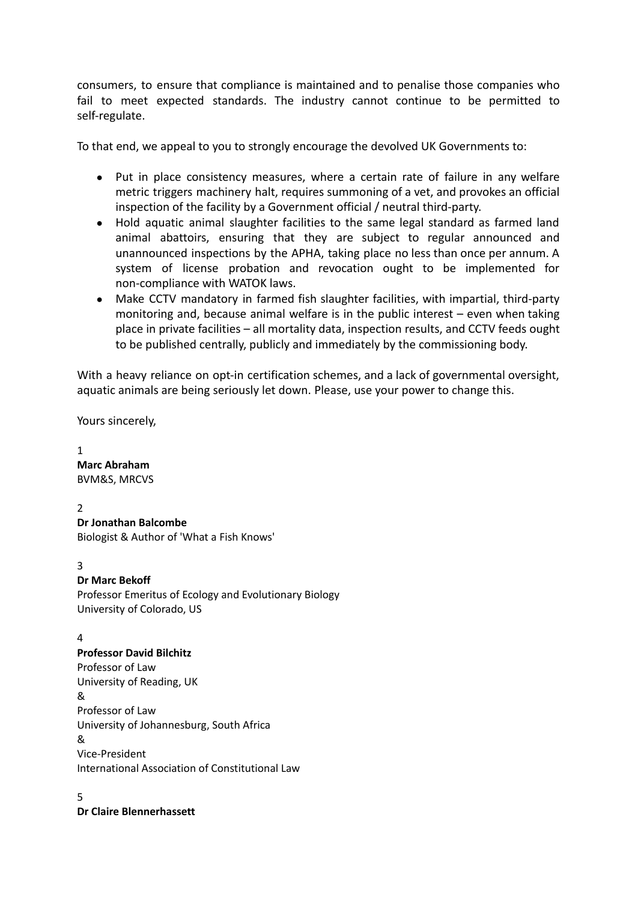consumers, to ensure that compliance is maintained and to penalise those companies who fail to meet expected standards. The industry cannot continue to be permitted to self-regulate.

To that end, we appeal to you to strongly encourage the devolved UK Governments to:

- Put in place consistency measures, where a certain rate of failure in any welfare metric triggers machinery halt, requires summoning of a vet, and provokes an official inspection of the facility by a Government official / neutral third-party.
- Hold aquatic animal slaughter facilities to the same legal standard as farmed land animal abattoirs, ensuring that they are subject to regular announced and unannounced inspections by the APHA, taking place no less than once per annum. A system of license probation and revocation ought to be implemented for non-compliance with WATOK laws.
- Make CCTV mandatory in farmed fish slaughter facilities, with impartial, third-party monitoring and, because animal welfare is in the public interest – even when taking place in private facilities – all mortality data, inspection results, and CCTV feeds ought to be published centrally, publicly and immediately by the commissioning body.

With a heavy reliance on opt-in certification schemes, and a lack of governmental oversight, aquatic animals are being seriously let down. Please, use your power to change this.

Yours sincerely,

1
**Marc Abraham**
BVM&S, MRCVS

2
**Dr Jonathan Balcombe**
Biologist & Author of 'What a Fish Knows'

3
**Dr Marc Bekoff**
Professor Emeritus of Ecology and Evolutionary Biology
University of Colorado, US

4
**Professor David Bilchitz**
Professor of Law
University of Reading, UK
&
Professor of Law
University of Johannesburg, South Africa
&
Vice-President
International Association of Constitutional Law

5
**Dr Claire Blennerhassett**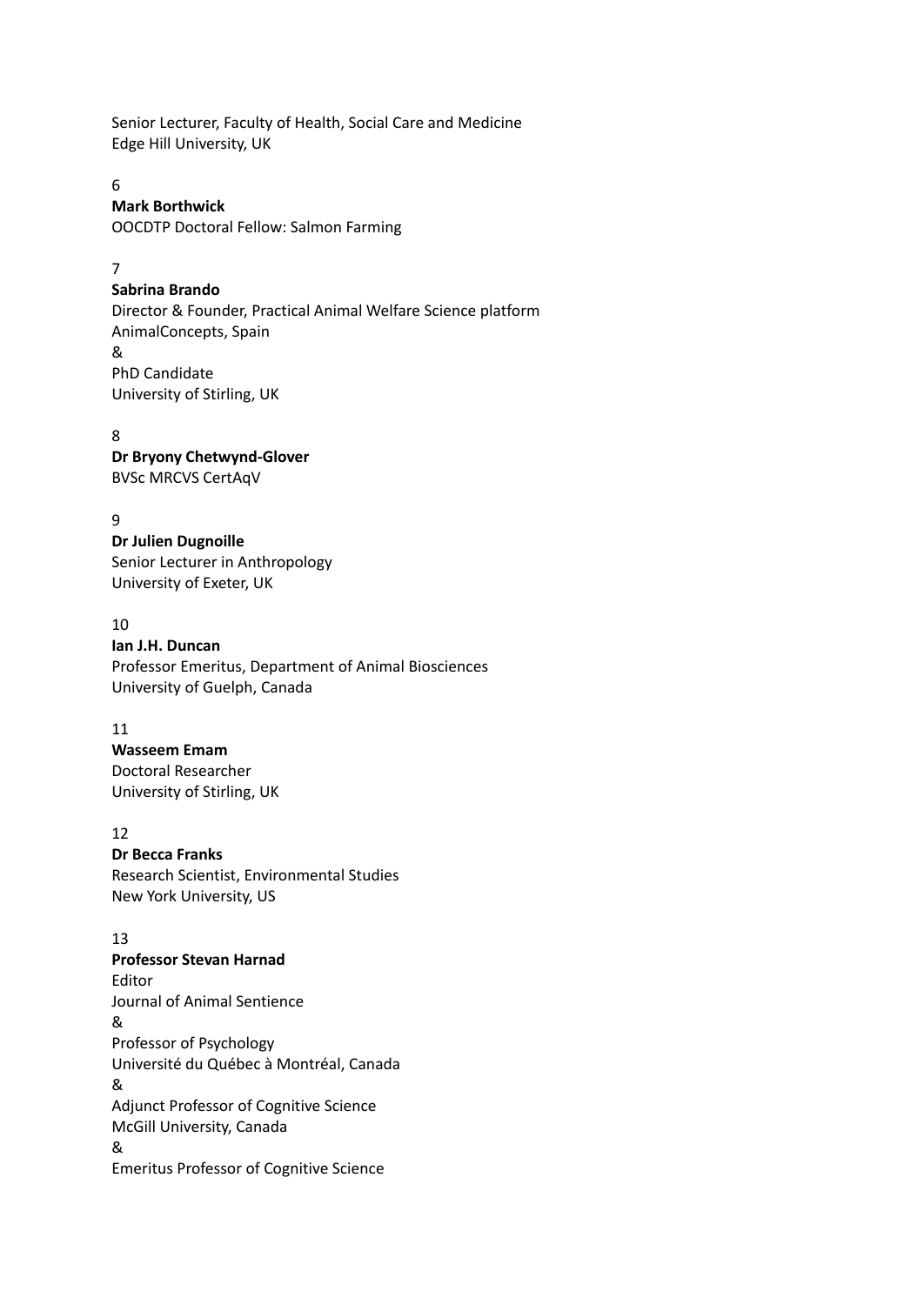Senior Lecturer, Faculty of Health, Social Care and Medicine
Edge Hill University, UK

6
**Mark Borthwick**
OOCDTP Doctoral Fellow: Salmon Farming

7
**Sabrina Brando**
Director & Founder, Practical Animal Welfare Science platform
AnimalConcepts, Spain
&
PhD Candidate
University of Stirling, UK

8
**Dr Bryony Chetwynd-Glover**
BVSc MRCVS CertAqV

9
**Dr Julien Dugnoille**
Senior Lecturer in Anthropology
University of Exeter, UK

10
**Ian J.H. Duncan**
Professor Emeritus, Department of Animal Biosciences
University of Guelph, Canada

11
**Wasseem Emam**
Doctoral Researcher
University of Stirling, UK

12
**Dr Becca Franks**
Research Scientist, Environmental Studies
New York University, US

13
**Professor Stevan Harnad**
Editor
Journal of Animal Sentience
&
Professor of Psychology
Université du Québec à Montréal, Canada
&
Adjunct Professor of Cognitive Science
McGill University, Canada
&
Emeritus Professor of Cognitive Science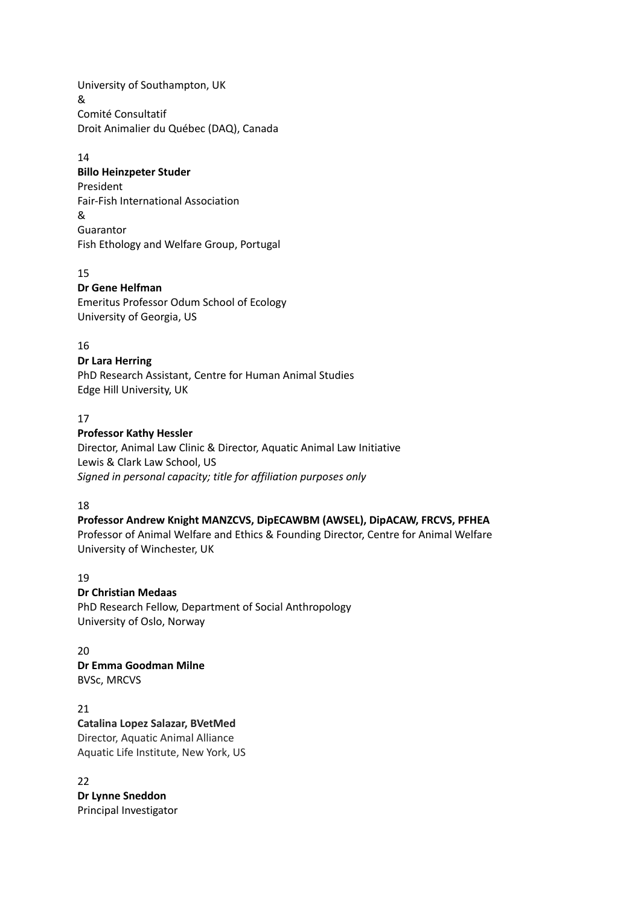University of Southampton, UK
&
Comité Consultatif
Droit Animalier du Québec (DAQ), Canada

14
**Billo Heinzpeter Studer**
President
Fair-Fish International Association
&
Guarantor
Fish Ethology and Welfare Group, Portugal

15
**Dr Gene Helfman**
Emeritus Professor Odum School of Ecology
University of Georgia, US

16
**Dr Lara Herring**
PhD Research Assistant, Centre for Human Animal Studies
Edge Hill University, UK

17
**Professor Kathy Hessler**
Director, Animal Law Clinic & Director, Aquatic Animal Law Initiative
Lewis & Clark Law School, US
*Signed in personal capacity; title for affiliation purposes only*

18
**Professor Andrew Knight MANZCVS, DipECAWBM (AWSEL), DipACAW, FRCVS, PFHEA**
Professor of Animal Welfare and Ethics & Founding Director, Centre for Animal Welfare
University of Winchester, UK

19
**Dr Christian Medaas**
PhD Research Fellow, Department of Social Anthropology
University of Oslo, Norway

20
**Dr Emma Goodman Milne**
BVSc, MRCVS

21
**Catalina Lopez Salazar, BVetMed**
Director, Aquatic Animal Alliance
Aquatic Life Institute, New York, US

22
**Dr Lynne Sneddon**
Principal Investigator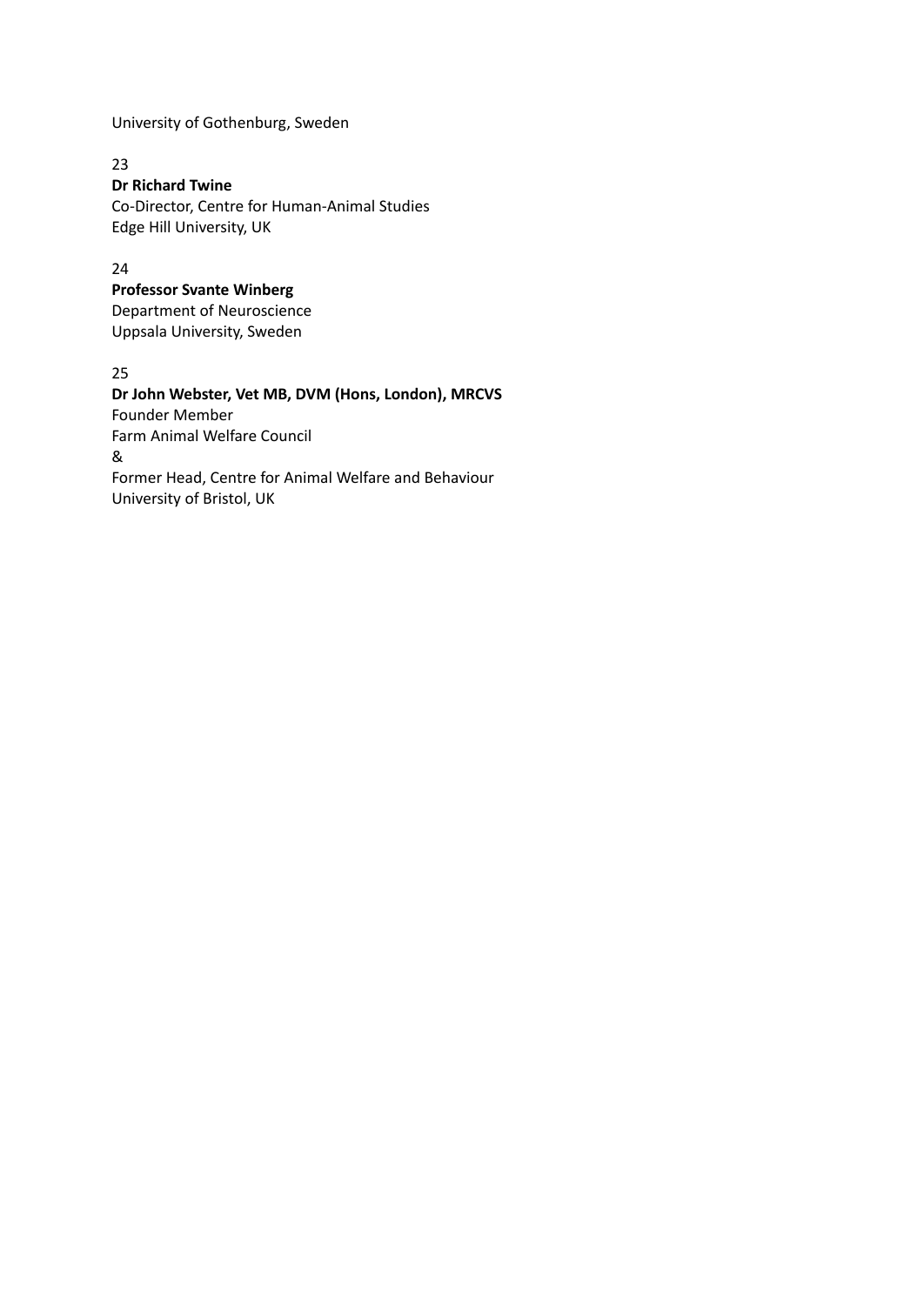University of Gothenburg, Sweden

23

**Dr Richard Twine**
Co-Director, Centre for Human-Animal Studies
Edge Hill University, UK

24

**Professor Svante Winberg**
Department of Neuroscience
Uppsala University, Sweden

25

**Dr John Webster, Vet MB, DVM (Hons, London), MRCVS**
Founder Member
Farm Animal Welfare Council
&
Former Head, Centre for Animal Welfare and Behaviour
University of Bristol, UK